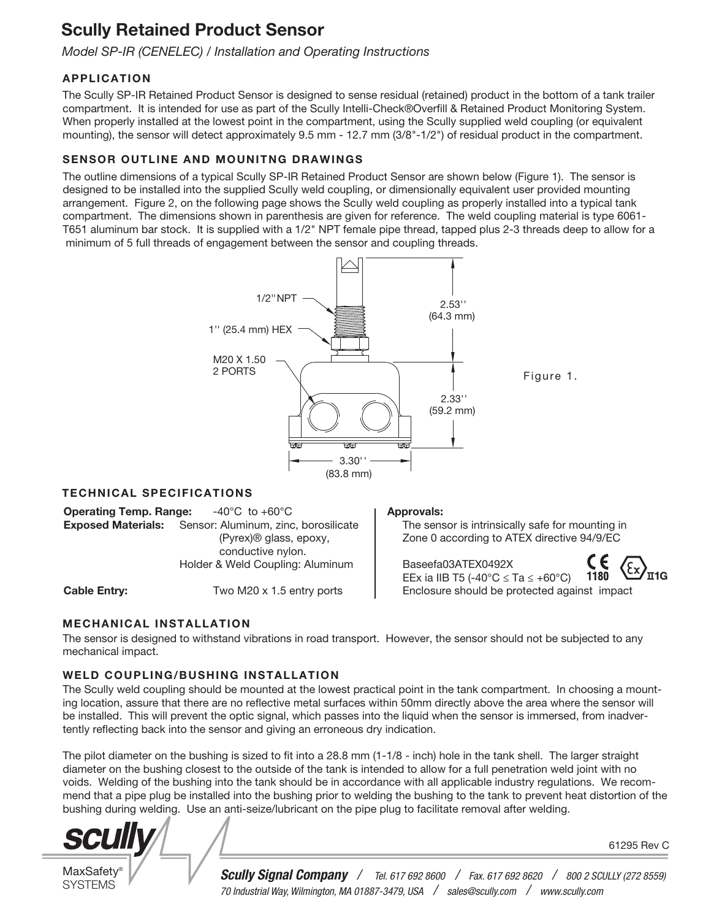# Scully Retained Product Sensor

*Model SP-IR (CENELEC) / Installation and Operating Instructions*

### APPLICATION

The Scully SP-IR Retained Product Sensor is designed to sense residual (retained) product in the bottom of a tank trailer compartment. It is intended for use as part of the Scully Intelli-Check®Overfill & Retained Product Monitoring System. When properly installed at the lowest point in the compartment, using the Scully supplied weld coupling (or equivalent mounting), the sensor will detect approximately 9.5 mm - 12.7 mm (3/8"-1/2") of residual product in the compartment.

### SENSOR OUTLINE AND MOUNITNG DRAWINGS

The outline dimensions of a typical Scully SP-IR Retained Product Sensor are shown below (Figure 1). The sensor is designed to be installed into the supplied Scully weld coupling, or dimensionally equivalent user provided mounting arrangement. Figure 2, on the following page shows the Scully weld coupling as properly installed into a typical tank compartment. The dimensions shown in parenthesis are given for reference. The weld coupling material is type 6061-T651 aluminum bar stock. It is supplied with a 1/2" NPT female pipe thread, tapped plus 2-3 threads deep to allow for a minimum of 5 full threads of engagement between the sensor and coupling threads.

1/2'' NPT
1'' (25.4 mm) HEX
M20 X 1.50 2 PORTS
2.53'' (64.3 mm)
2.33'' (59.2 mm)
3.30'' (83.8 mm)

Figure 1.

### TECHNICAL SPECIFICATIONS

**Operating Temp. Range:** -40°C to +60°C

**Exposed Materials:** Sensor: Aluminum, zinc, borosilicate (Pyrex)® glass, epoxy, conductive nylon.
Holder & Weld Coupling: Aluminum

**Cable Entry:** Two M20 x 1.5 entry ports

**Approvals:**
The sensor is intrinsically safe for mounting in Zone 0 according to ATEX directive 94/9/EC

Baseefa03ATEX0492X
EEx ia IIB T5 (-40°C ≤ Ta ≤ +60°C)
CE 1180 Ex II1G
Enclosure should be protected against impact

### MECHANICAL INSTALLATION

The sensor is designed to withstand vibrations in road transport. However, the sensor should not be subjected to any mechanical impact.

### WELD COUPLING/BUSHING INSTALLATION

The Scully weld coupling should be mounted at the lowest practical point in the tank compartment. In choosing a mounting location, assure that there are no reflective metal surfaces within 50mm directly above the area where the sensor will be installed. This will prevent the optic signal, which passes into the liquid when the sensor is immersed, from inadvertently reflecting back into the sensor and giving an erroneous dry indication.

The pilot diameter on the bushing is sized to fit into a 28.8 mm (1-1/8 - inch) hole in the tank shell. The larger straight diameter on the bushing closest to the outside of the tank is intended to allow for a full penetration weld joint with no voids. Welding of the bushing into the tank should be in accordance with all applicable industry regulations. We recommend that a pipe plug be installed into the bushing prior to welding the bushing to the tank to prevent heat distortion of the bushing during welding. Use an anti-seize/lubricant on the pipe plug to facilitate removal after welding.

61295 Rev C

scully MaxSafety® SYSTEMS

*Scully Signal Company / Tel. 617 692 8600 / Fax. 617 692 8620 / 800 2 SCULLY (272 8559)*
*70 Industrial Way, Wilmington, MA 01887-3479, USA / sales@scully.com / www.scully.com*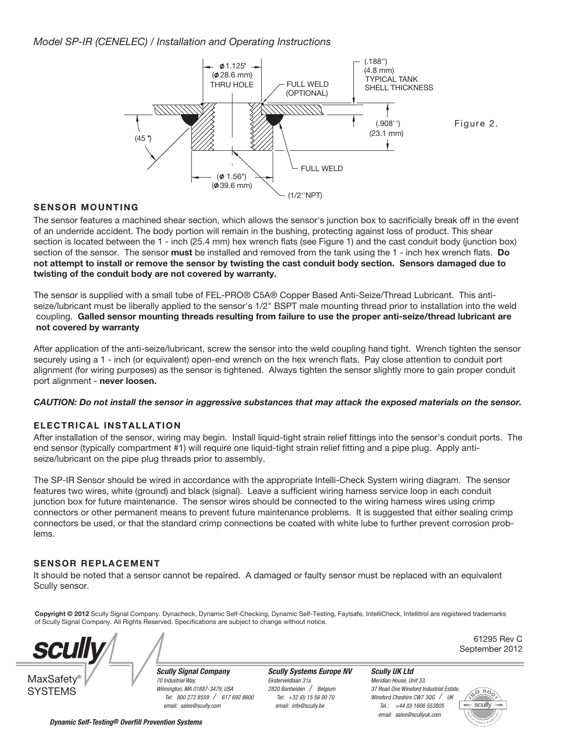Ø1.125"
(Ø28.6 mm)
THRU HOLE

FULL WELD
(OPTIONAL)

(.188")
(4.8 mm)
TYPICAL TANK
SHELL THICKNESS

(45 °)

(.908")
(23.1 mm)

FULL WELD

(Ø 1.56")
(Ø39.6 mm)

(1/2"NPT)

Figure 2.

## SENSOR MOUNTING

The sensor features a machined shear section, which allows the sensor's junction box to sacrificially break off in the event of an underride accident. The body portion will remain in the bushing, protecting against loss of product. This shear section is located between the 1 - inch (25.4 mm) hex wrench flats (see Figure 1) and the cast conduit body (junction box) section of the sensor. The sensor **must** be installed and removed from the tank using the 1 - inch hex wrench flats. **Do not attempt to install or remove the sensor by twisting the cast conduit body section. Sensors damaged due to twisting of the conduit body are not covered by warranty.**

The sensor is supplied with a small tube of FEL-PRO® C5A® Copper Based Anti-Seize/Thread Lubricant. This anti-seize/lubricant must be liberally applied to the sensor's 1/2" BSPT male mounting thread prior to installation into the weld coupling. **Galled sensor mounting threads resulting from failure to use the proper anti-seize/thread lubricant are not covered by warranty**

After application of the anti-seize/lubricant, screw the sensor into the weld coupling hand tight. Wrench tighten the sensor securely using a 1 - inch (or equivalent) open-end wrench on the hex wrench flats. Pay close attention to conduit port alignment (for wiring purposes) as the sensor is tightened. Always tighten the sensor slightly more to gain proper conduit port alignment - **never loosen.**

***CAUTION: Do not install the sensor in aggressive substances that may attack the exposed materials on the sensor.***

## ELECTRICAL INSTALLATION

After installation of the sensor, wiring may begin. Install liquid-tight strain relief fittings into the sensor's conduit ports. The end sensor (typically compartment #1) will require one liquid-tight strain relief fitting and a pipe plug. Apply anti-seize/lubricant on the pipe plug threads prior to assembly.

The SP-IR Sensor should be wired in accordance with the appropriate Intelli-Check System wiring diagram. The sensor features two wires, white (ground) and black (signal). Leave a sufficient wiring harness service loop in each conduit junction box for future maintenance. The sensor wires should be connected to the wiring harness wires using crimp connectors or other permanent means to prevent future maintenance problems. It is suggested that either sealing crimp connectors be used, or that the standard crimp connections be coated with white lube to further prevent corrosion problems.

## SENSOR REPLACEMENT

It should be noted that a sensor cannot be repaired. A damaged or faulty sensor must be replaced with an equivalent Scully sensor.

**Copyright © 2012** Scully Signal Company. Dynacheck, Dynamic Self-Checking, Dynamic Self-Testing, Faylsafe, IntelliCheck, Intellitrol are registered trademarks of Scully Signal Company. All Rights Reserved. Specifications are subject to change without notice.

scully
MaxSafety® SYSTEMS

61295 Rev C
September 2012

***Scully Signal Company***
*70 Industrial Way,*
*Wilmington, MA 01887-3479, USA*
*Tel: 800 272 8559 / 617 692 8600*
*email: sales@scully.com*

***Scully Systems Europe NV***
*Eksterveldlaan 31a*
*2820 Bonheiden / Belgium*
*Tel: +32 (0) 15 56 00 70*
*email: info@scully.be*

***Scully UK Ltd***
*Meridian House, Unit 33,*
*37 Road One Winsford Industrial Estate,*
*Winsford Cheshire CW7 3QG / UK*
*Tel.: +44 (0) 1606 553805*
*email: sales@scullyuk.com*

***Dynamic Self-Testing® Overfill Prevention Systems***